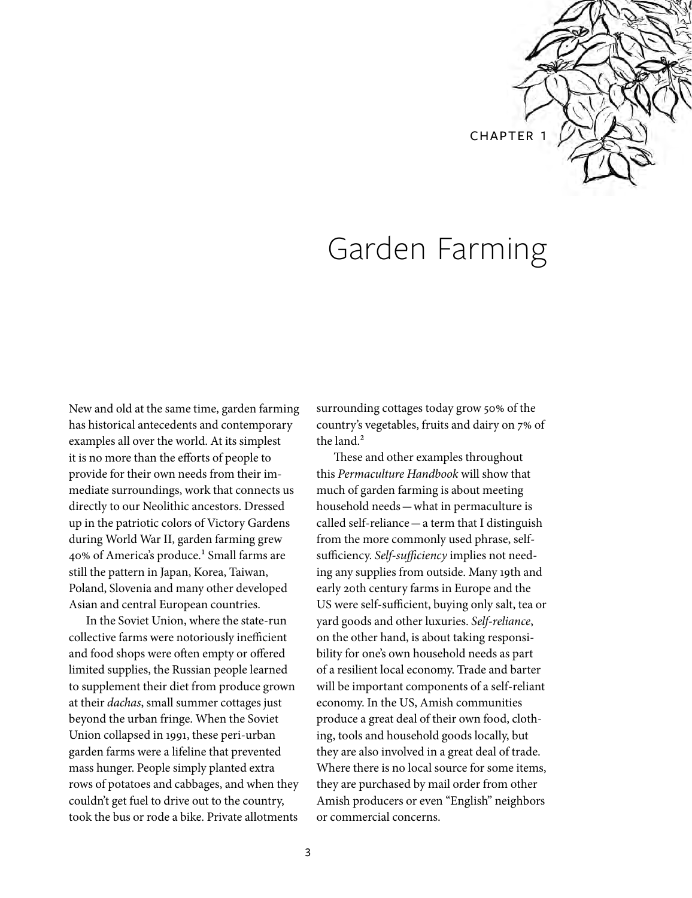CHAPTER 1

# Garden Farming

New and old at the same time, garden farming has historical antecedents and contemporary examples all over the world. At its simplest it is no more than the efforts of people to provide for their own needs from their immediate surroundings, work that connects us directly to our Neolithic ancestors. Dressed up in the patriotic colors of Victory Gardens during World War II, garden farming grew 40% of America's produce.[1] Small farms are still the pattern in Japan, Korea, Taiwan, Poland, Slovenia and many other developed Asian and central European countries.

In the Soviet Union, where the state-run collective farms were notoriously inefficient and food shops were often empty or offered limited supplies, the Russian people learned to supplement their diet from produce grown at their *dachas*, small summer cottages just beyond the urban fringe. When the Soviet Union collapsed in 1991, these peri-urban garden farms were a lifeline that prevented mass hunger. People simply planted extra rows of potatoes and cabbages, and when they couldn't get fuel to drive out to the country, took the bus or rode a bike. Private allotments surrounding cottages today grow 50% of the country's vegetables, fruits and dairy on 7% of the land.[2]

These and other examples throughout this *Permaculture Handbook* will show that much of garden farming is about meeting household needs—what in permaculture is called self-reliance—a term that I distinguish from the more commonly used phrase, self-sufficiency. *Self-sufficiency* implies not needing any supplies from outside. Many 19th and early 20th century farms in Europe and the US were self-sufficient, buying only salt, tea or yard goods and other luxuries. *Self-reliance*, on the other hand, is about taking responsibility for one's own household needs as part of a resilient local economy. Trade and barter will be important components of a self-reliant economy. In the US, Amish communities produce a great deal of their own food, clothing, tools and household goods locally, but they are also involved in a great deal of trade. Where there is no local source for some items, they are purchased by mail order from other Amish producers or even "English" neighbors or commercial concerns.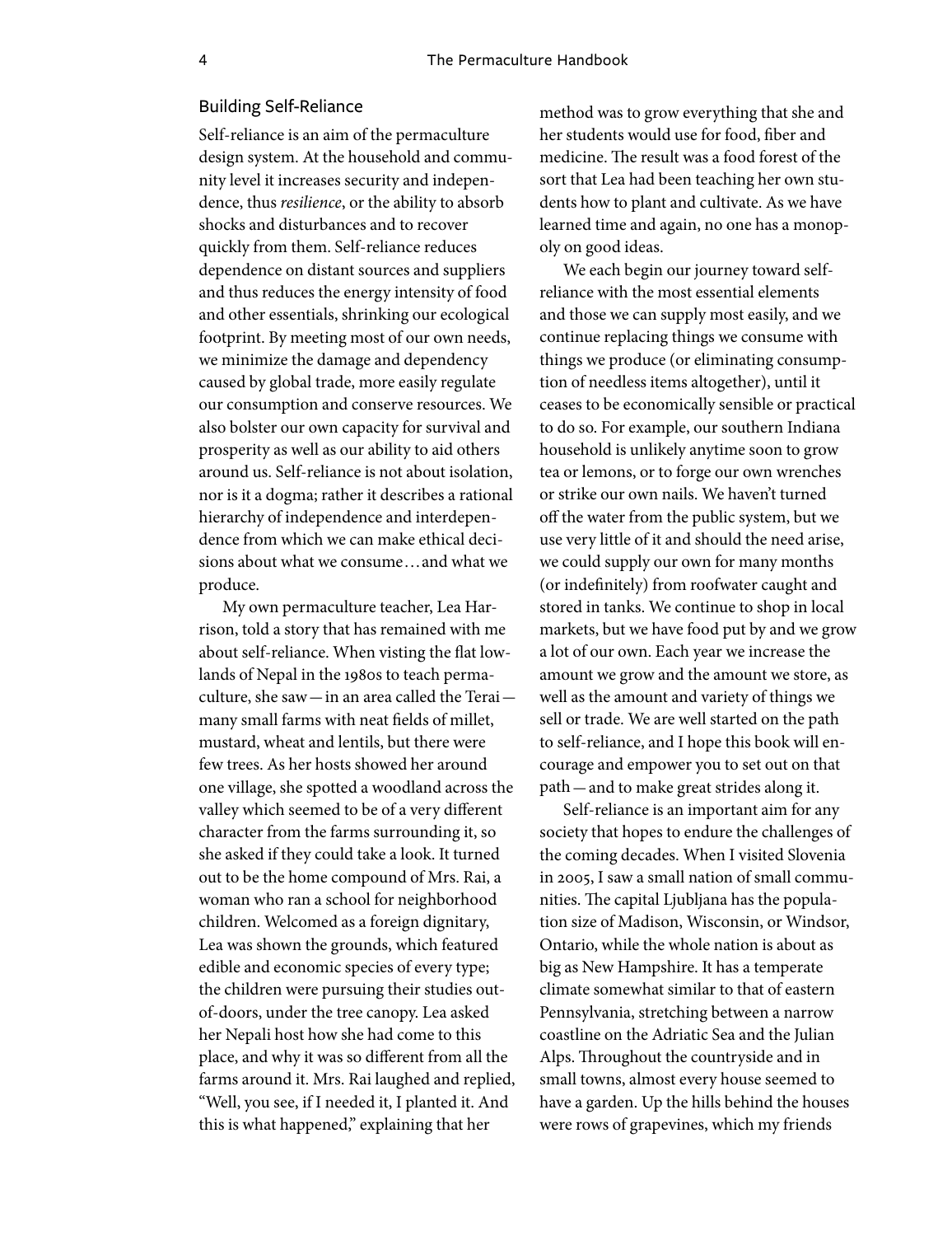## Building Self-Reliance

Self-reliance is an aim of the permaculture design system. At the household and community level it increases security and independence, thus *resilience*, or the ability to absorb shocks and disturbances and to recover quickly from them. Self-reliance reduces dependence on distant sources and suppliers and thus reduces the energy intensity of food and other essentials, shrinking our ecological footprint. By meeting most of our own needs, we minimize the damage and dependency caused by global trade, more easily regulate our consumption and conserve resources. We also bolster our own capacity for survival and prosperity as well as our ability to aid others around us. Self-reliance is not about isolation, nor is it a dogma; rather it describes a rational hierarchy of independence and interdependence from which we can make ethical decisions about what we consume…and what we produce.

My own permaculture teacher, Lea Harrison, told a story that has remained with me about self-reliance. When visting the flat lowlands of Nepal in the 1980s to teach permaculture, she saw—in an area called the Terai—many small farms with neat fields of millet, mustard, wheat and lentils, but there were few trees. As her hosts showed her around one village, she spotted a woodland across the valley which seemed to be of a very different character from the farms surrounding it, so she asked if they could take a look. It turned out to be the home compound of Mrs. Rai, a woman who ran a school for neighborhood children. Welcomed as a foreign dignitary, Lea was shown the grounds, which featured edible and economic species of every type; the children were pursuing their studies out-of-doors, under the tree canopy. Lea asked her Nepali host how she had come to this place, and why it was so different from all the farms around it. Mrs. Rai laughed and replied, "Well, you see, if I needed it, I planted it. And this is what happened," explaining that her method was to grow everything that she and her students would use for food, fiber and medicine. The result was a food forest of the sort that Lea had been teaching her own students how to plant and cultivate. As we have learned time and again, no one has a monopoly on good ideas.

We each begin our journey toward self-reliance with the most essential elements and those we can supply most easily, and we continue replacing things we consume with things we produce (or eliminating consumption of needless items altogether), until it ceases to be economically sensible or practical to do so. For example, our southern Indiana household is unlikely anytime soon to grow tea or lemons, or to forge our own wrenches or strike our own nails. We haven't turned off the water from the public system, but we use very little of it and should the need arise, we could supply our own for many months (or indefinitely) from roofwater caught and stored in tanks. We continue to shop in local markets, but we have food put by and we grow a lot of our own. Each year we increase the amount we grow and the amount we store, as well as the amount and variety of things we sell or trade. We are well started on the path to self-reliance, and I hope this book will encourage and empower you to set out on that path—and to make great strides along it.

Self-reliance is an important aim for any society that hopes to endure the challenges of the coming decades. When I visited Slovenia in 2005, I saw a small nation of small communities. The capital Ljubljana has the population size of Madison, Wisconsin, or Windsor, Ontario, while the whole nation is about as big as New Hampshire. It has a temperate climate somewhat similar to that of eastern Pennsylvania, stretching between a narrow coastline on the Adriatic Sea and the Julian Alps. Throughout the countryside and in small towns, almost every house seemed to have a garden. Up the hills behind the houses were rows of grapevines, which my friends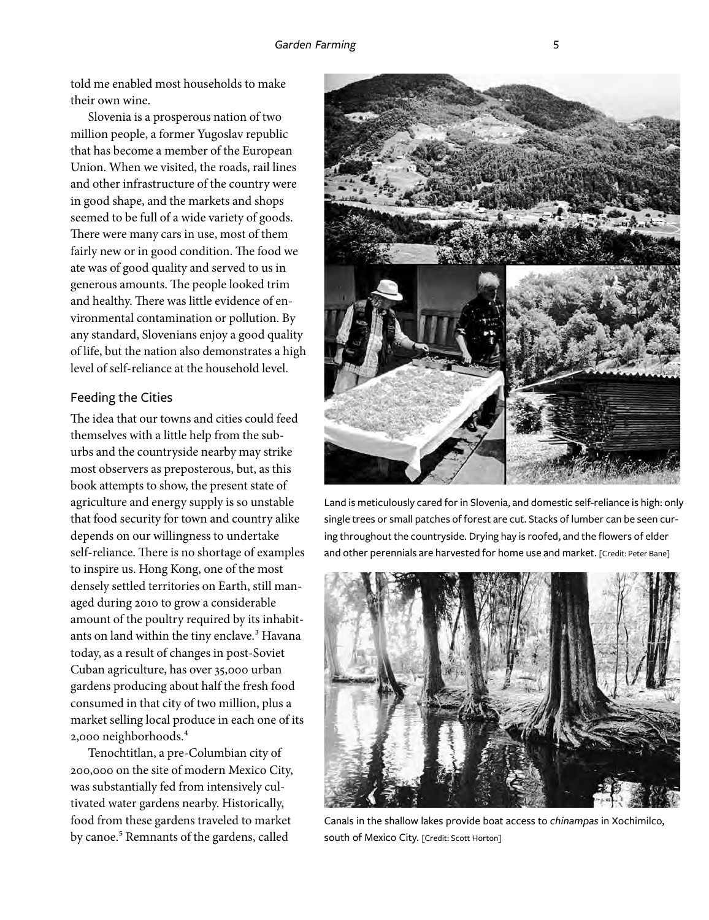told me enabled most households to make their own wine.

Slovenia is a prosperous nation of two million people, a former Yugoslav republic that has become a member of the European Union. When we visited, the roads, rail lines and other infrastructure of the country were in good shape, and the markets and shops seemed to be full of a wide variety of goods. There were many cars in use, most of them fairly new or in good condition. The food we ate was of good quality and served to us in generous amounts. The people looked trim and healthy. There was little evidence of environmental contamination or pollution. By any standard, Slovenians enjoy a good quality of life, but the nation also demonstrates a high level of self-reliance at the household level.

## Feeding the Cities

The idea that our towns and cities could feed themselves with a little help from the suburbs and the countryside nearby may strike most observers as preposterous, but, as this book attempts to show, the present state of agriculture and energy supply is so unstable that food security for town and country alike depends on our willingness to undertake self-reliance. There is no shortage of examples to inspire us. Hong Kong, one of the most densely settled territories on Earth, still managed during 2010 to grow a considerable amount of the poultry required by its inhabitants on land within the tiny enclave.[3] Havana today, as a result of changes in post-Soviet Cuban agriculture, has over 35,000 urban gardens producing about half the fresh food consumed in that city of two million, plus a market selling local produce in each one of its 2,000 neighborhoods.[4]

Tenochtitlan, a pre-Columbian city of 200,000 on the site of modern Mexico City, was substantially fed from intensively cultivated water gardens nearby. Historically, food from these gardens traveled to market by canoe.[5] Remnants of the gardens, called

Land is meticulously cared for in Slovenia, and domestic self-reliance is high: only single trees or small patches of forest are cut. Stacks of lumber can be seen curing throughout the countryside. Drying hay is roofed, and the flowers of elder and other perennials are harvested for home use and market. [Credit: Peter Bane]

Canals in the shallow lakes provide boat access to *chinampas* in Xochimilco, south of Mexico City. [Credit: Scott Horton]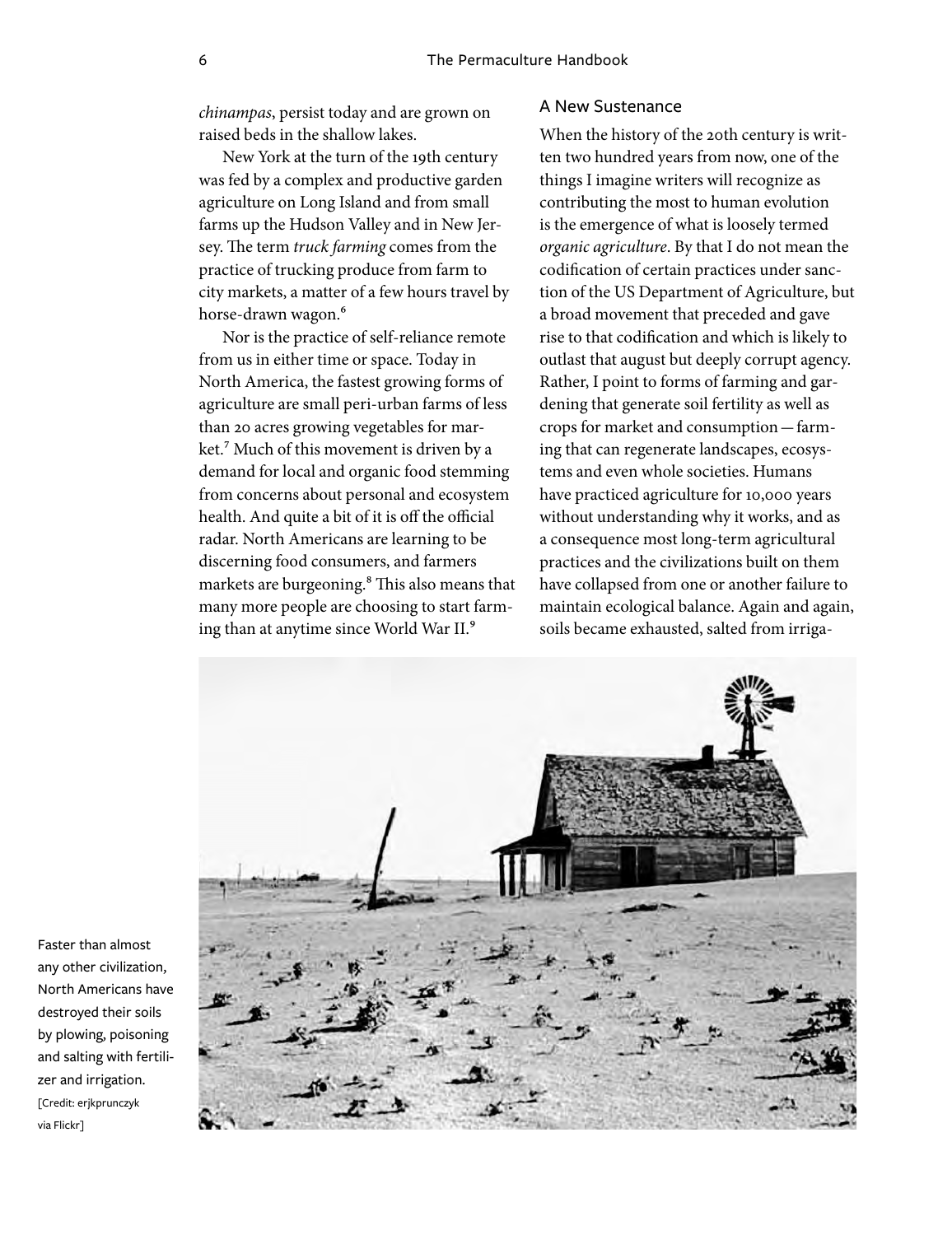*chinampas*, persist today and are grown on raised beds in the shallow lakes.

New York at the turn of the 19th century was fed by a complex and productive garden agriculture on Long Island and from small farms up the Hudson Valley and in New Jersey. The term *truck farming* comes from the practice of trucking produce from farm to city markets, a matter of a few hours travel by horse-drawn wagon.[6]

Nor is the practice of self-reliance remote from us in either time or space. Today in North America, the fastest growing forms of agriculture are small peri-urban farms of less than 20 acres growing vegetables for market.[7] Much of this movement is driven by a demand for local and organic food stemming from concerns about personal and ecosystem health. And quite a bit of it is off the official radar. North Americans are learning to be discerning food consumers, and farmers markets are burgeoning.[8] This also means that many more people are choosing to start farming than at anytime since World War II.[9]

## A New Sustenance

When the history of the 20th century is written two hundred years from now, one of the things I imagine writers will recognize as contributing the most to human evolution is the emergence of what is loosely termed *organic agriculture*. By that I do not mean the codification of certain practices under sanction of the US Department of Agriculture, but a broad movement that preceded and gave rise to that codification and which is likely to outlast that august but deeply corrupt agency. Rather, I point to forms of farming and gardening that generate soil fertility as well as crops for market and consumption — farming that can regenerate landscapes, ecosystems and even whole societies. Humans have practiced agriculture for 10,000 years without understanding why it works, and as a consequence most long-term agricultural practices and the civilizations built on them have collapsed from one or another failure to maintain ecological balance. Again and again, soils became exhausted, salted from irriga-

Faster than almost any other civilization, North Americans have destroyed their soils by plowing, poisoning and salting with fertilizer and irrigation. [Credit: erjkprunczyk via Flickr]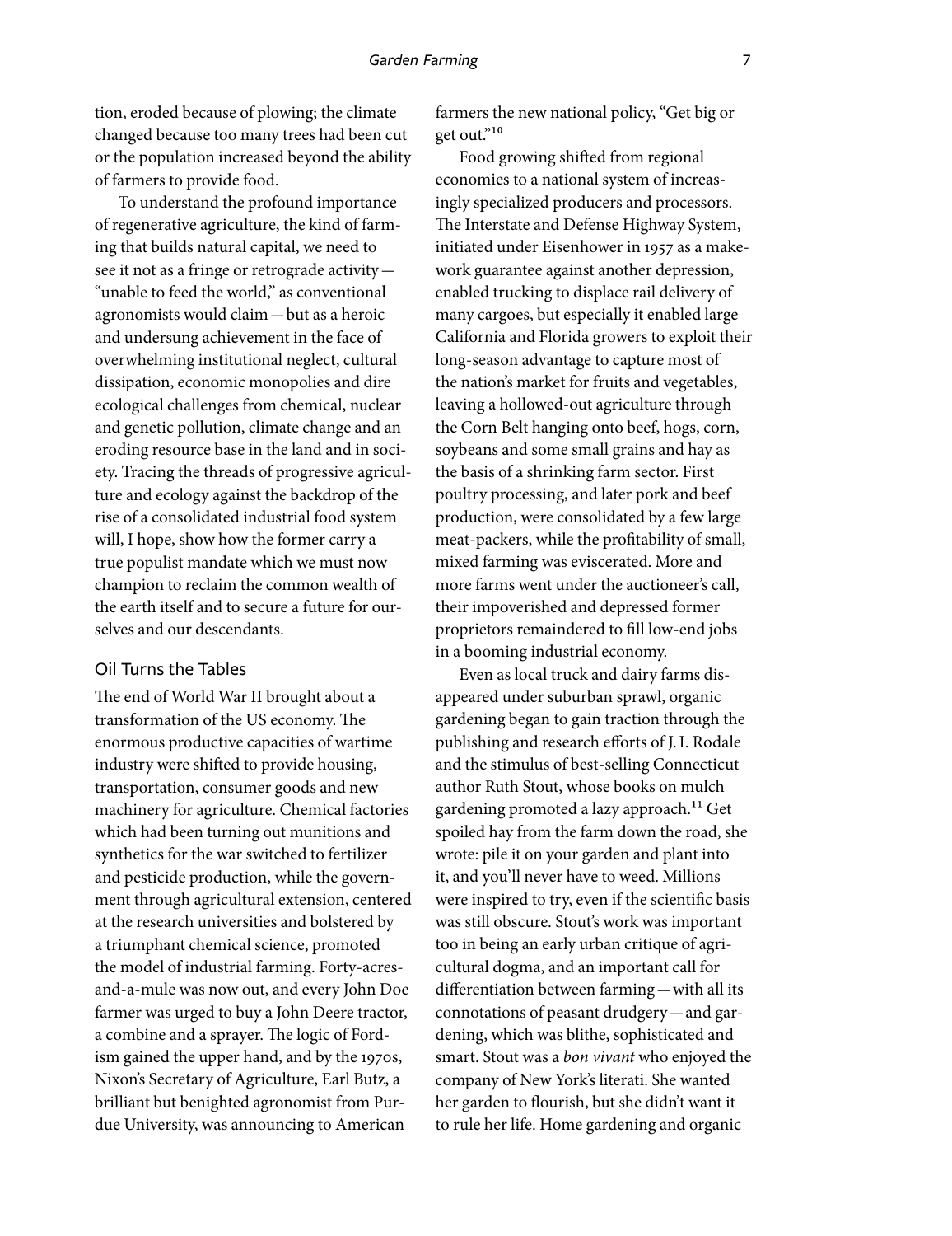tion, eroded because of plowing; the climate changed because too many trees had been cut or the population increased beyond the ability of farmers to provide food.

To understand the profound importance of regenerative agriculture, the kind of farming that builds natural capital, we need to see it not as a fringe or retrograde activity — "unable to feed the world," as conventional agronomists would claim — but as a heroic and undersung achievement in the face of overwhelming institutional neglect, cultural dissipation, economic monopolies and dire ecological challenges from chemical, nuclear and genetic pollution, climate change and an eroding resource base in the land and in society. Tracing the threads of progressive agriculture and ecology against the backdrop of the rise of a consolidated industrial food system will, I hope, show how the former carry a true populist mandate which we must now champion to reclaim the common wealth of the earth itself and to secure a future for ourselves and our descendants.

## Oil Turns the Tables

The end of World War II brought about a transformation of the US economy. The enormous productive capacities of wartime industry were shifted to provide housing, transportation, consumer goods and new machinery for agriculture. Chemical factories which had been turning out munitions and synthetics for the war switched to fertilizer and pesticide production, while the government through agricultural extension, centered at the research universities and bolstered by a triumphant chemical science, promoted the model of industrial farming. Forty-acres-and-a-mule was now out, and every John Doe farmer was urged to buy a John Deere tractor, a combine and a sprayer. The logic of Fordism gained the upper hand, and by the 1970s, Nixon's Secretary of Agriculture, Earl Butz, a brilliant but benighted agronomist from Purdue University, was announcing to American farmers the new national policy, "Get big or get out."[10]

Food growing shifted from regional economies to a national system of increasingly specialized producers and processors. The Interstate and Defense Highway System, initiated under Eisenhower in 1957 as a make-work guarantee against another depression, enabled trucking to displace rail delivery of many cargoes, but especially it enabled large California and Florida growers to exploit their long-season advantage to capture most of the nation's market for fruits and vegetables, leaving a hollowed-out agriculture through the Corn Belt hanging onto beef, hogs, corn, soybeans and some small grains and hay as the basis of a shrinking farm sector. First poultry processing, and later pork and beef production, were consolidated by a few large meat-packers, while the profitability of small, mixed farming was eviscerated. More and more farms went under the auctioneer's call, their impoverished and depressed former proprietors remaindered to fill low-end jobs in a booming industrial economy.

Even as local truck and dairy farms disappeared under suburban sprawl, organic gardening began to gain traction through the publishing and research efforts of J. I. Rodale and the stimulus of best-selling Connecticut author Ruth Stout, whose books on mulch gardening promoted a lazy approach.[11] Get spoiled hay from the farm down the road, she wrote: pile it on your garden and plant into it, and you'll never have to weed. Millions were inspired to try, even if the scientific basis was still obscure. Stout's work was important too in being an early urban critique of agricultural dogma, and an important call for differentiation between farming — with all its connotations of peasant drudgery — and gardening, which was blithe, sophisticated and smart. Stout was a *bon vivant* who enjoyed the company of New York's literati. She wanted her garden to flourish, but she didn't want it to rule her life. Home gardening and organic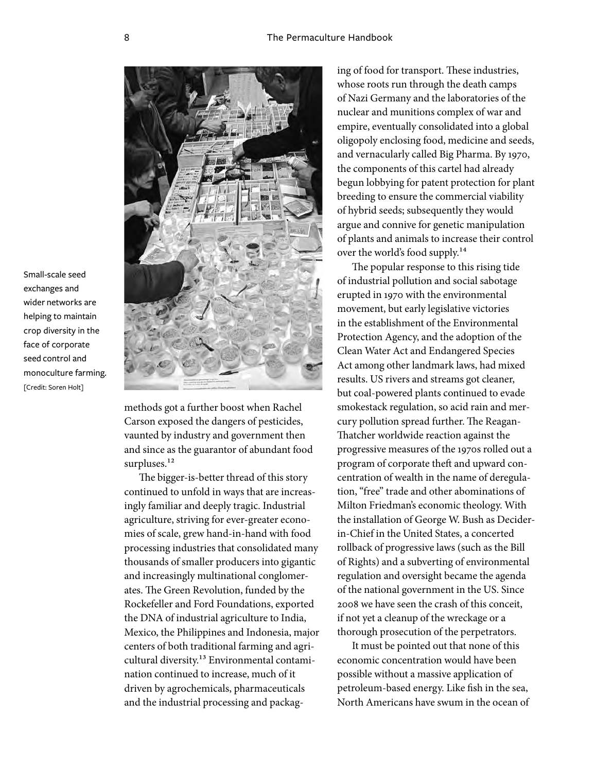Small-scale seed exchanges and wider networks are helping to maintain crop diversity in the face of corporate seed control and monoculture farming. [Credit: Soren Holt]

methods got a further boost when Rachel Carson exposed the dangers of pesticides, vaunted by industry and government then and since as the guarantor of abundant food surpluses.[12]

The bigger-is-better thread of this story continued to unfold in ways that are increasingly familiar and deeply tragic. Industrial agriculture, striving for ever-greater economies of scale, grew hand-in-hand with food processing industries that consolidated many thousands of smaller producers into gigantic and increasingly multinational conglomerates. The Green Revolution, funded by the Rockefeller and Ford Foundations, exported the DNA of industrial agriculture to India, Mexico, the Philippines and Indonesia, major centers of both traditional farming and agricultural diversity.[13] Environmental contamination continued to increase, much of it driven by agrochemicals, pharmaceuticals and the industrial processing and packaging of food for transport. These industries, whose roots run through the death camps of Nazi Germany and the laboratories of the nuclear and munitions complex of war and empire, eventually consolidated into a global oligopoly enclosing food, medicine and seeds, and vernacularly called Big Pharma. By 1970, the components of this cartel had already begun lobbying for patent protection for plant breeding to ensure the commercial viability of hybrid seeds; subsequently they would argue and connive for genetic manipulation of plants and animals to increase their control over the world's food supply.[14]

The popular response to this rising tide of industrial pollution and social sabotage erupted in 1970 with the environmental movement, but early legislative victories in the establishment of the Environmental Protection Agency, and the adoption of the Clean Water Act and Endangered Species Act among other landmark laws, had mixed results. US rivers and streams got cleaner, but coal-powered plants continued to evade smokestack regulation, so acid rain and mercury pollution spread further. The Reagan-Thatcher worldwide reaction against the progressive measures of the 1970s rolled out a program of corporate theft and upward concentration of wealth in the name of deregulation, "free" trade and other abominations of Milton Friedman's economic theology. With the installation of George W. Bush as Decider-in-Chief in the United States, a concerted rollback of progressive laws (such as the Bill of Rights) and a subverting of environmental regulation and oversight became the agenda of the national government in the US. Since 2008 we have seen the crash of this conceit, if not yet a cleanup of the wreckage or a thorough prosecution of the perpetrators.

It must be pointed out that none of this economic concentration would have been possible without a massive application of petroleum-based energy. Like fish in the sea, North Americans have swum in the ocean of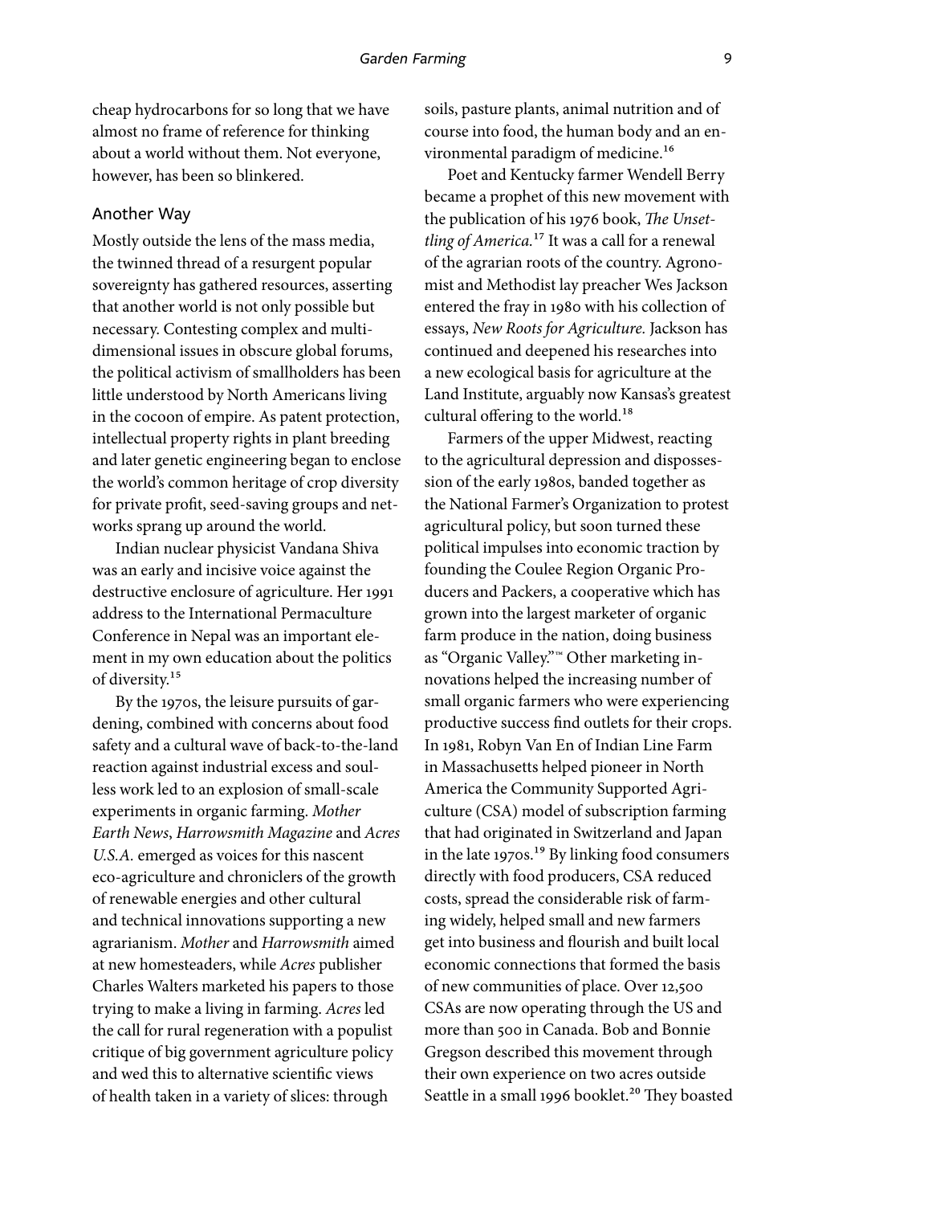cheap hydrocarbons for so long that we have almost no frame of reference for thinking about a world without them. Not everyone, however, has been so blinkered.

## Another Way

Mostly outside the lens of the mass media, the twinned thread of a resurgent popular sovereignty has gathered resources, asserting that another world is not only possible but necessary. Contesting complex and multidimensional issues in obscure global forums, the political activism of smallholders has been little understood by North Americans living in the cocoon of empire. As patent protection, intellectual property rights in plant breeding and later genetic engineering began to enclose the world's common heritage of crop diversity for private profit, seed-saving groups and networks sprang up around the world.

Indian nuclear physicist Vandana Shiva was an early and incisive voice against the destructive enclosure of agriculture. Her 1991 address to the International Permaculture Conference in Nepal was an important element in my own education about the politics of diversity.[15]

By the 1970s, the leisure pursuits of gardening, combined with concerns about food safety and a cultural wave of back-to-the-land reaction against industrial excess and soulless work led to an explosion of small-scale experiments in organic farming. *Mother Earth News*, *Harrowsmith Magazine* and *Acres U.S.A.* emerged as voices for this nascent eco-agriculture and chroniclers of the growth of renewable energies and other cultural and technical innovations supporting a new agrarianism. *Mother* and *Harrowsmith* aimed at new homesteaders, while *Acres* publisher Charles Walters marketed his papers to those trying to make a living in farming. *Acres* led the call for rural regeneration with a populist critique of big government agriculture policy and wed this to alternative scientific views of health taken in a variety of slices: through soils, pasture plants, animal nutrition and of course into food, the human body and an environmental paradigm of medicine.[16]

Poet and Kentucky farmer Wendell Berry became a prophet of this new movement with the publication of his 1976 book, *The Unsettling of America.*[17] It was a call for a renewal of the agrarian roots of the country. Agronomist and Methodist lay preacher Wes Jackson entered the fray in 1980 with his collection of essays, *New Roots for Agriculture.* Jackson has continued and deepened his researches into a new ecological basis for agriculture at the Land Institute, arguably now Kansas's greatest cultural offering to the world.[18]

Farmers of the upper Midwest, reacting to the agricultural depression and dispossession of the early 1980s, banded together as the National Farmer's Organization to protest agricultural policy, but soon turned these political impulses into economic traction by founding the Coulee Region Organic Producers and Packers, a cooperative which has grown into the largest marketer of organic farm produce in the nation, doing business as "Organic Valley."™ Other marketing innovations helped the increasing number of small organic farmers who were experiencing productive success find outlets for their crops. In 1981, Robyn Van En of Indian Line Farm in Massachusetts helped pioneer in North America the Community Supported Agriculture (CSA) model of subscription farming that had originated in Switzerland and Japan in the late 1970s.[19] By linking food consumers directly with food producers, CSA reduced costs, spread the considerable risk of farming widely, helped small and new farmers get into business and flourish and built local economic connections that formed the basis of new communities of place. Over 12,500 CSAs are now operating through the US and more than 500 in Canada. Bob and Bonnie Gregson described this movement through their own experience on two acres outside Seattle in a small 1996 booklet.[20] They boasted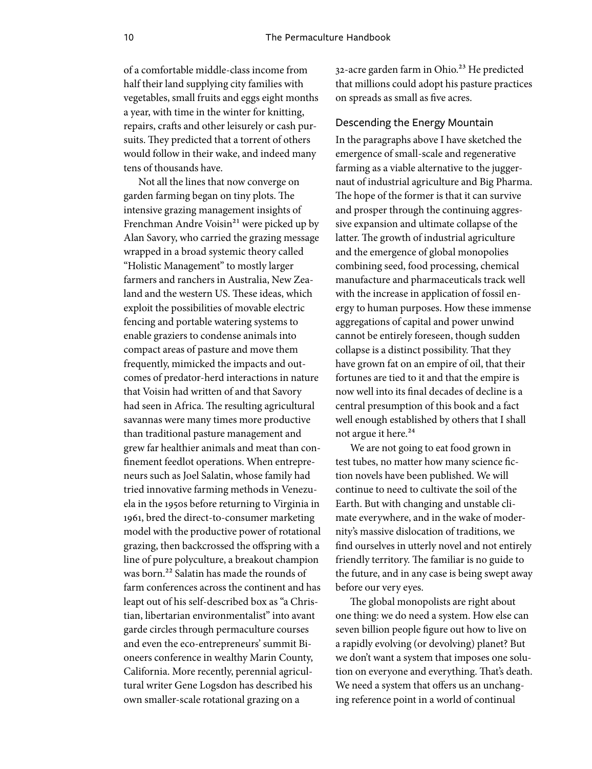of a comfortable middle-class income from half their land supplying city families with vegetables, small fruits and eggs eight months a year, with time in the winter for knitting, repairs, crafts and other leisurely or cash pursuits. They predicted that a torrent of others would follow in their wake, and indeed many tens of thousands have.

Not all the lines that now converge on garden farming began on tiny plots. The intensive grazing management insights of Frenchman Andre Voisin[21] were picked up by Alan Savory, who carried the grazing message wrapped in a broad systemic theory called "Holistic Management" to mostly larger farmers and ranchers in Australia, New Zealand and the western US. These ideas, which exploit the possibilities of movable electric fencing and portable watering systems to enable graziers to condense animals into compact areas of pasture and move them frequently, mimicked the impacts and outcomes of predator-herd interactions in nature that Voisin had written of and that Savory had seen in Africa. The resulting agricultural savannas were many times more productive than traditional pasture management and grew far healthier animals and meat than confinement feedlot operations. When entrepreneurs such as Joel Salatin, whose family had tried innovative farming methods in Venezuela in the 1950s before returning to Virginia in 1961, bred the direct-to-consumer marketing model with the productive power of rotational grazing, then backcrossed the offspring with a line of pure polyculture, a breakout champion was born.[22] Salatin has made the rounds of farm conferences across the continent and has leapt out of his self-described box as "a Christian, libertarian environmentalist" into avant garde circles through permaculture courses and even the eco-entrepreneurs' summit Bioneers conference in wealthy Marin County, California. More recently, perennial agricultural writer Gene Logsdon has described his own smaller-scale rotational grazing on a 32-acre garden farm in Ohio.[23] He predicted that millions could adopt his pasture practices on spreads as small as five acres.

## Descending the Energy Mountain

In the paragraphs above I have sketched the emergence of small-scale and regenerative farming as a viable alternative to the juggernaut of industrial agriculture and Big Pharma. The hope of the former is that it can survive and prosper through the continuing aggressive expansion and ultimate collapse of the latter. The growth of industrial agriculture and the emergence of global monopolies combining seed, food processing, chemical manufacture and pharmaceuticals track well with the increase in application of fossil energy to human purposes. How these immense aggregations of capital and power unwind cannot be entirely foreseen, though sudden collapse is a distinct possibility. That they have grown fat on an empire of oil, that their fortunes are tied to it and that the empire is now well into its final decades of decline is a central presumption of this book and a fact well enough established by others that I shall not argue it here.[24]

We are not going to eat food grown in test tubes, no matter how many science fiction novels have been published. We will continue to need to cultivate the soil of the Earth. But with changing and unstable climate everywhere, and in the wake of modernity's massive dislocation of traditions, we find ourselves in utterly novel and not entirely friendly territory. The familiar is no guide to the future, and in any case is being swept away before our very eyes.

The global monopolists are right about one thing: we do need a system. How else can seven billion people figure out how to live on a rapidly evolving (or devolving) planet? But we don't want a system that imposes one solution on everyone and everything. That's death. We need a system that offers us an unchanging reference point in a world of continual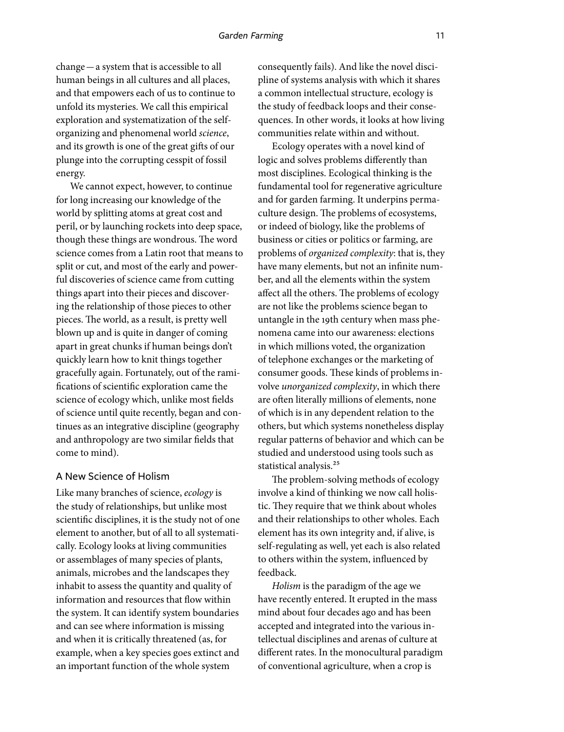change — a system that is accessible to all human beings in all cultures and all places, and that empowers each of us to continue to unfold its mysteries. We call this empirical exploration and systematization of the self-organizing and phenomenal world *science*, and its growth is one of the great gifts of our plunge into the corrupting cesspit of fossil energy.

We cannot expect, however, to continue for long increasing our knowledge of the world by splitting atoms at great cost and peril, or by launching rockets into deep space, though these things are wondrous. The word science comes from a Latin root that means to split or cut, and most of the early and powerful discoveries of science came from cutting things apart into their pieces and discovering the relationship of those pieces to other pieces. The world, as a result, is pretty well blown up and is quite in danger of coming apart in great chunks if human beings don't quickly learn how to knit things together gracefully again. Fortunately, out of the ramifications of scientific exploration came the science of ecology which, unlike most fields of science until quite recently, began and continues as an integrative discipline (geography and anthropology are two similar fields that come to mind).

## A New Science of Holism

Like many branches of science, *ecology* is the study of relationships, but unlike most scientific disciplines, it is the study not of one element to another, but of all to all systematically. Ecology looks at living communities or assemblages of many species of plants, animals, microbes and the landscapes they inhabit to assess the quantity and quality of information and resources that flow within the system. It can identify system boundaries and can see where information is missing and when it is critically threatened (as, for example, when a key species goes extinct and an important function of the whole system consequently fails). And like the novel discipline of systems analysis with which it shares a common intellectual structure, ecology is the study of feedback loops and their consequences. In other words, it looks at how living communities relate within and without.

Ecology operates with a novel kind of logic and solves problems differently than most disciplines. Ecological thinking is the fundamental tool for regenerative agriculture and for garden farming. It underpins permaculture design. The problems of ecosystems, or indeed of biology, like the problems of business or cities or politics or farming, are problems of *organized complexity*: that is, they have many elements, but not an infinite number, and all the elements within the system affect all the others. The problems of ecology are not like the problems science began to untangle in the 19th century when mass phenomena came into our awareness: elections in which millions voted, the organization of telephone exchanges or the marketing of consumer goods. These kinds of problems involve *unorganized complexity*, in which there are often literally millions of elements, none of which is in any dependent relation to the others, but which systems nonetheless display regular patterns of behavior and which can be studied and understood using tools such as statistical analysis.[25]

The problem-solving methods of ecology involve a kind of thinking we now call holistic. They require that we think about wholes and their relationships to other wholes. Each element has its own integrity and, if alive, is self-regulating as well, yet each is also related to others within the system, influenced by feedback.

*Holism* is the paradigm of the age we have recently entered. It erupted in the mass mind about four decades ago and has been accepted and integrated into the various intellectual disciplines and arenas of culture at different rates. In the monocultural paradigm of conventional agriculture, when a crop is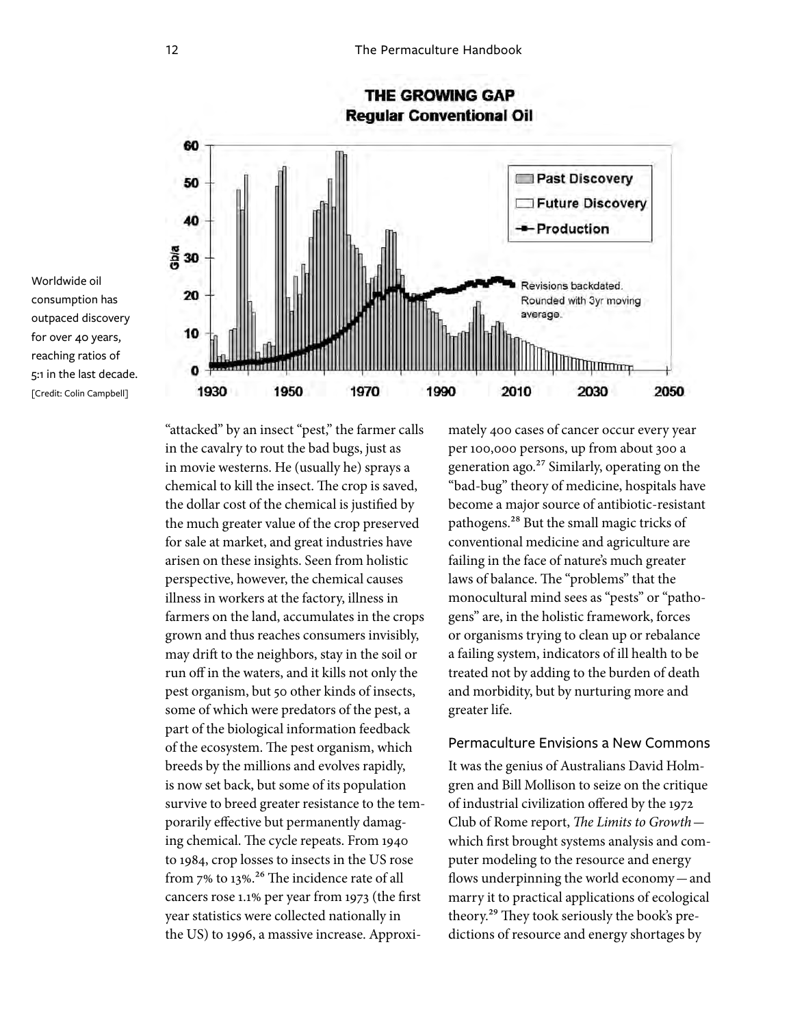Worldwide oil consumption has outpaced discovery for over 40 years, reaching ratios of 5:1 in the last decade. [Credit: Colin Campbell]

"attacked" by an insect "pest," the farmer calls in the cavalry to rout the bad bugs, just as in movie westerns. He (usually he) sprays a chemical to kill the insect. The crop is saved, the dollar cost of the chemical is justified by the much greater value of the crop preserved for sale at market, and great industries have arisen on these insights. Seen from holistic perspective, however, the chemical causes illness in workers at the factory, illness in farmers on the land, accumulates in the crops grown and thus reaches consumers invisibly, may drift to the neighbors, stay in the soil or run off in the waters, and it kills not only the pest organism, but 50 other kinds of insects, some of which were predators of the pest, a part of the biological information feedback of the ecosystem. The pest organism, which breeds by the millions and evolves rapidly, is now set back, but some of its population survive to breed greater resistance to the temporarily effective but permanently damaging chemical. The cycle repeats. From 1940 to 1984, crop losses to insects in the US rose from 7% to 13%.[26] The incidence rate of all cancers rose 1.1% per year from 1973 (the first year statistics were collected nationally in the US) to 1996, a massive increase. Approximately 400 cases of cancer occur every year per 100,000 persons, up from about 300 a generation ago.[27] Similarly, operating on the "bad-bug" theory of medicine, hospitals have become a major source of antibiotic-resistant pathogens.[28] But the small magic tricks of conventional medicine and agriculture are failing in the face of nature's much greater laws of balance. The "problems" that the monocultural mind sees as "pests" or "pathogens" are, in the holistic framework, forces or organisms trying to clean up or rebalance a failing system, indicators of ill health to be treated not by adding to the burden of death and morbidity, but by nurturing more and greater life.

### Permaculture Envisions a New Commons

It was the genius of Australians David Holmgren and Bill Mollison to seize on the critique of industrial civilization offered by the 1972 Club of Rome report, *The Limits to Growth*—which first brought systems analysis and computer modeling to the resource and energy flows underpinning the world economy—and marry it to practical applications of ecological theory.[29] They took seriously the book's predictions of resource and energy shortages by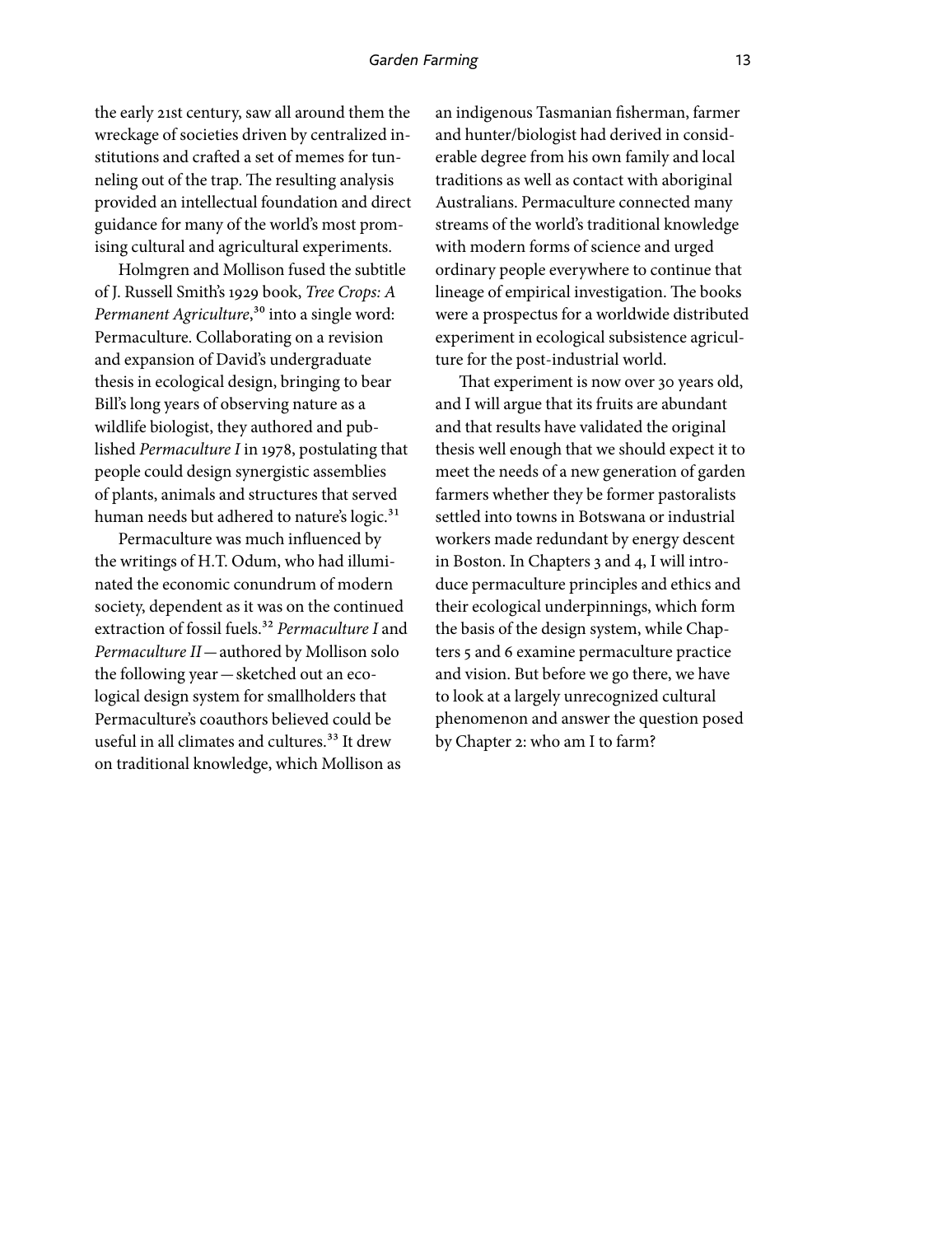the early 21st century, saw all around them the wreckage of societies driven by centralized institutions and crafted a set of memes for tunneling out of the trap. The resulting analysis provided an intellectual foundation and direct guidance for many of the world's most promising cultural and agricultural experiments.

Holmgren and Mollison fused the subtitle of J. Russell Smith's 1929 book, *Tree Crops: A Permanent Agriculture*,[30] into a single word: Permaculture. Collaborating on a revision and expansion of David's undergraduate thesis in ecological design, bringing to bear Bill's long years of observing nature as a wildlife biologist, they authored and published *Permaculture I* in 1978, postulating that people could design synergistic assemblies of plants, animals and structures that served human needs but adhered to nature's logic.[31]

Permaculture was much influenced by the writings of H.T. Odum, who had illuminated the economic conundrum of modern society, dependent as it was on the continued extraction of fossil fuels.[32] *Permaculture I* and *Permaculture II* — authored by Mollison solo the following year — sketched out an ecological design system for smallholders that Permaculture's coauthors believed could be useful in all climates and cultures.[33] It drew on traditional knowledge, which Mollison as an indigenous Tasmanian fisherman, farmer and hunter/biologist had derived in considerable degree from his own family and local traditions as well as contact with aboriginal Australians. Permaculture connected many streams of the world's traditional knowledge with modern forms of science and urged ordinary people everywhere to continue that lineage of empirical investigation. The books were a prospectus for a worldwide distributed experiment in ecological subsistence agriculture for the post-industrial world.

That experiment is now over 30 years old, and I will argue that its fruits are abundant and that results have validated the original thesis well enough that we should expect it to meet the needs of a new generation of garden farmers whether they be former pastoralists settled into towns in Botswana or industrial workers made redundant by energy descent in Boston. In Chapters 3 and 4, I will introduce permaculture principles and ethics and their ecological underpinnings, which form the basis of the design system, while Chapters 5 and 6 examine permaculture practice and vision. But before we go there, we have to look at a largely unrecognized cultural phenomenon and answer the question posed by Chapter 2: who am I to farm?